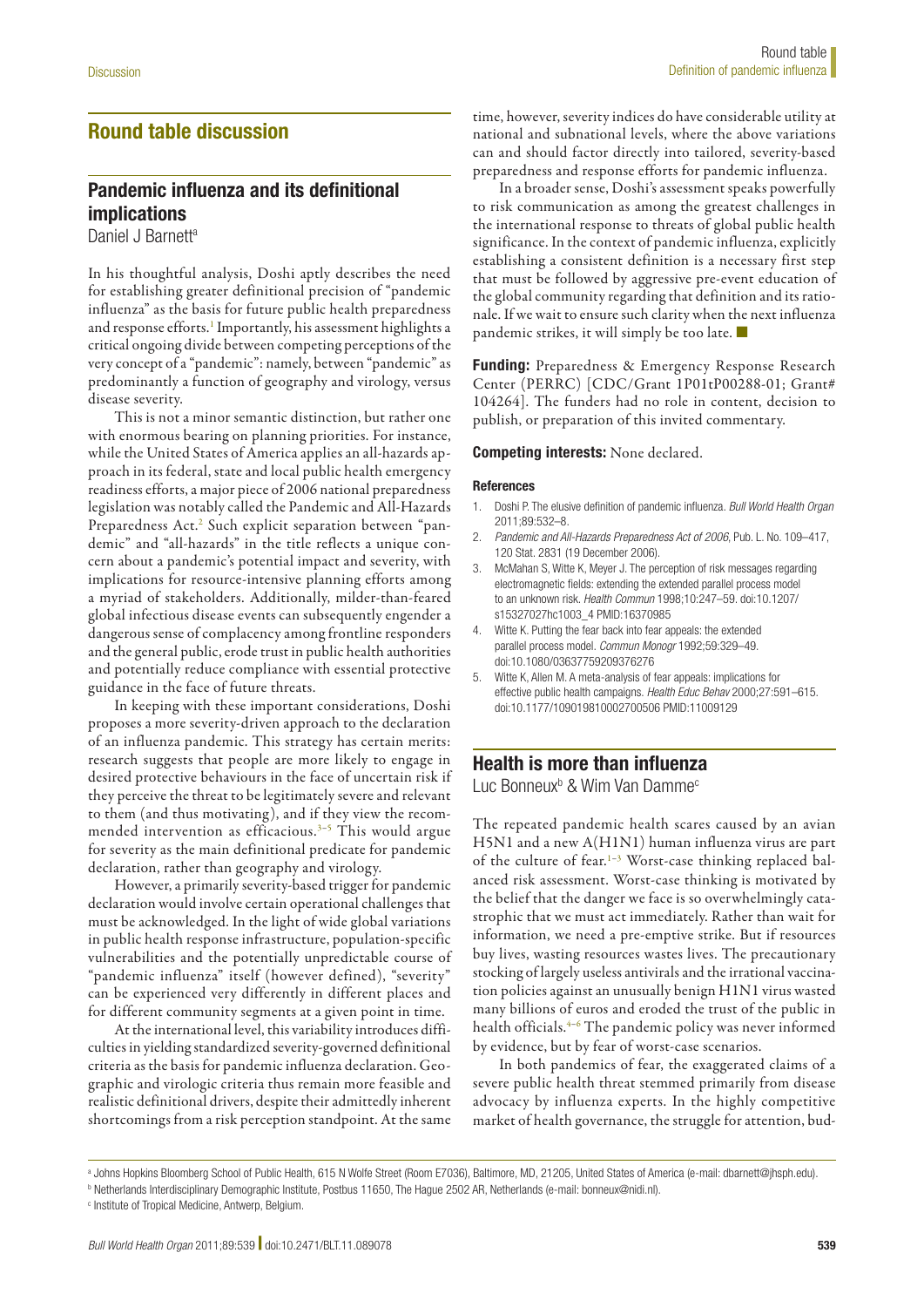# Round table discussion

## Pandemic influenza and its definitional implications

Daniel J Barnett[a]

In his thoughtful analysis, Doshi aptly describes the need for establishing greater definitional precision of "pandemic influenza" as the basis for future public health preparedness and response efforts.[1] Importantly, his assessment highlights a critical ongoing divide between competing perceptions of the very concept of a "pandemic": namely, between "pandemic" as predominantly a function of geography and virology, versus disease severity.

This is not a minor semantic distinction, but rather one with enormous bearing on planning priorities. For instance, while the United States of America applies an all-hazards approach in its federal, state and local public health emergency readiness efforts, a major piece of 2006 national preparedness legislation was notably called the Pandemic and All-Hazards Preparedness Act.[2] Such explicit separation between "pandemic" and "all-hazards" in the title reflects a unique concern about a pandemic's potential impact and severity, with implications for resource-intensive planning efforts among a myriad of stakeholders. Additionally, milder-than-feared global infectious disease events can subsequently engender a dangerous sense of complacency among frontline responders and the general public, erode trust in public health authorities and potentially reduce compliance with essential protective guidance in the face of future threats.

In keeping with these important considerations, Doshi proposes a more severity-driven approach to the declaration of an influenza pandemic. This strategy has certain merits: research suggests that people are more likely to engage in desired protective behaviours in the face of uncertain risk if they perceive the threat to be legitimately severe and relevant to them (and thus motivating), and if they view the recommended intervention as efficacious.[3–5] This would argue for severity as the main definitional predicate for pandemic declaration, rather than geography and virology.

However, a primarily severity-based trigger for pandemic declaration would involve certain operational challenges that must be acknowledged. In the light of wide global variations in public health response infrastructure, population-specific vulnerabilities and the potentially unpredictable course of "pandemic influenza" itself (however defined), "severity" can be experienced very differently in different places and for different community segments at a given point in time.

At the international level, this variability introduces difficulties in yielding standardized severity-governed definitional criteria as the basis for pandemic influenza declaration. Geographic and virologic criteria thus remain more feasible and realistic definitional drivers, despite their admittedly inherent shortcomings from a risk perception standpoint. At the same time, however, severity indices do have considerable utility at national and subnational levels, where the above variations can and should factor directly into tailored, severity-based preparedness and response efforts for pandemic influenza.

In a broader sense, Doshi's assessment speaks powerfully to risk communication as among the greatest challenges in the international response to threats of global public health significance. In the context of pandemic influenza, explicitly establishing a consistent definition is a necessary first step that must be followed by aggressive pre-event education of the global community regarding that definition and its rationale. If we wait to ensure such clarity when the next influenza pandemic strikes, it will simply be too late. ■

**Funding:** Preparedness & Emergency Response Research Center (PERRC) [CDC/Grant 1P01tP00288-01; Grant# 104264]. The funders had no role in content, decision to publish, or preparation of this invited commentary.

**Competing interests:** None declared.

#### References

1. Doshi P. The elusive definition of pandemic influenza. *Bull World Health Organ* 2011;89:532–8.
2. *Pandemic and All-Hazards Preparedness Act of 2006*, Pub. L. No. 109–417, 120 Stat. 2831 (19 December 2006).
3. McMahan S, Witte K, Meyer J. The perception of risk messages regarding electromagnetic fields: extending the extended parallel process model to an unknown risk. *Health Commun* 1998;10:247–59. doi:10.1207/s15327027hc1003_4 PMID:16370985
4. Witte K. Putting the fear back into fear appeals: the extended parallel process model. *Commun Monogr* 1992;59:329–49. doi:10.1080/03637759209376276
5. Witte K, Allen M. A meta-analysis of fear appeals: implications for effective public health campaigns. *Health Educ Behav* 2000;27:591–615. doi:10.1177/109019810002700506 PMID:11009129

## Health is more than influenza

Luc Bonneux[b] & Wim Van Damme[c]

The repeated pandemic health scares caused by an avian H5N1 and a new A(H1N1) human influenza virus are part of the culture of fear.[1–3] Worst-case thinking replaced balanced risk assessment. Worst-case thinking is motivated by the belief that the danger we face is so overwhelmingly catastrophic that we must act immediately. Rather than wait for information, we need a pre-emptive strike. But if resources buy lives, wasting resources wastes lives. The precautionary stocking of largely useless antivirals and the irrational vaccination policies against an unusually benign H1N1 virus wasted many billions of euros and eroded the trust of the public in health officials.[4–6] The pandemic policy was never informed by evidence, but by fear of worst-case scenarios.

In both pandemics of fear, the exaggerated claims of a severe public health threat stemmed primarily from disease advocacy by influenza experts. In the highly competitive market of health governance, the struggle for attention, bud-

[a] Johns Hopkins Bloomberg School of Public Health, 615 N Wolfe Street (Room E7036), Baltimore, MD, 21205, United States of America (e-mail: dbarnett@jhsph.edu).

[b] Netherlands Interdisciplinary Demographic Institute, Postbus 11650, The Hague 2502 AR, Netherlands (e-mail: bonneux@nidi.nl).

[c] Institute of Tropical Medicine, Antwerp, Belgium.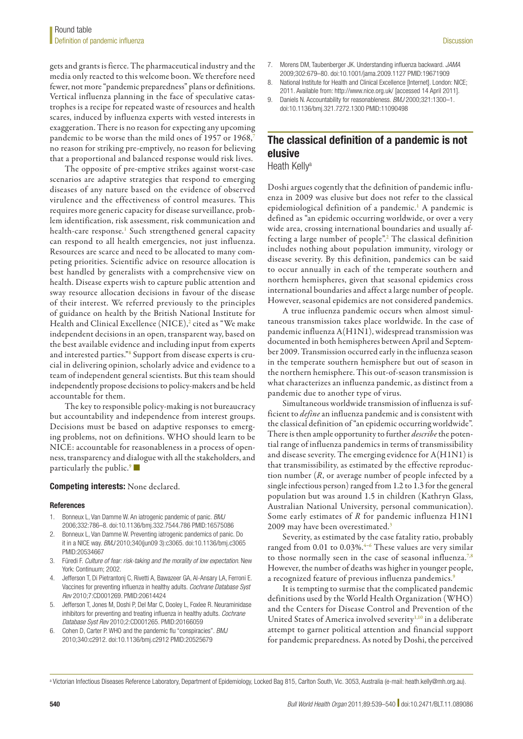gets and grants is fierce. The pharmaceutical industry and the media only reacted to this welcome boon. We therefore need fewer, not more "pandemic preparedness" plans or definitions. Vertical influenza planning in the face of speculative catastrophes is a recipe for repeated waste of resources and health scares, induced by influenza experts with vested interests in exaggeration. There is no reason for expecting any upcoming pandemic to be worse than the mild ones of 1957 or 1968,[7] no reason for striking pre-emptively, no reason for believing that a proportional and balanced response would risk lives.

The opposite of pre-emptive strikes against worst-case scenarios are adaptive strategies that respond to emerging diseases of any nature based on the evidence of observed virulence and the effectiveness of control measures. This requires more generic capacity for disease surveillance, problem identification, risk assessment, risk communication and health-care response.[1] Such strengthened general capacity can respond to all health emergencies, not just influenza. Resources are scarce and need to be allocated to many competing priorities. Scientific advice on resource allocation is best handled by generalists with a comprehensive view on health. Disease experts wish to capture public attention and sway resource allocation decisions in favour of the disease of their interest. We referred previously to the principles of guidance on health by the British National Institute for Health and Clinical Excellence (NICE),[2] cited as "We make independent decisions in an open, transparent way, based on the best available evidence and including input from experts and interested parties."[8] Support from disease experts is crucial in delivering opinion, scholarly advice and evidence to a team of independent general scientists. But this team should independently propose decisions to policy-makers and be held accountable for them.

The key to responsible policy-making is not bureaucracy but accountability and independence from interest groups. Decisions must be based on adaptive responses to emerging problems, not on definitions. WHO should learn to be NICE: accountable for reasonableness in a process of openness, transparency and dialogue with all the stakeholders, and particularly the public.[9] ■

**Competing interests:** None declared.

#### References

1. Bonneux L, Van Damme W. An iatrogenic pandemic of panic. *BMJ* 2006;332:786–8. doi:10.1136/bmj.332.7544.786 PMID:16575086
2. Bonneux L, Van Damme W. Preventing iatrogenic pandemics of panic. Do it in a NICE way. *BMJ* 2010;340(jun09 3):c3065. doi:10.1136/bmj.c3065 PMID:20534667
3. Füredi F. *Culture of fear: risk-taking and the morality of low expectation.* New York: Continuum; 2002.
4. Jefferson T, Di Pietrantonj C, Rivetti A, Bawazeer GA, Al-Ansary LA, Ferroni E. Vaccines for preventing influenza in healthy adults. *Cochrane Database Syst Rev* 2010;7:CD001269. PMID:20614424
5. Jefferson T, Jones M, Doshi P, Del Mar C, Dooley L, Foxlee R. Neuraminidase inhibitors for preventing and treating influenza in healthy adults. *Cochrane Database Syst Rev* 2010;2:CD001265. PMID:20166059
6. Cohen D, Carter P. WHO and the pandemic flu "conspiracies". *BMJ* 2010;340:c2912. doi:10.1136/bmj.c2912 PMID:20525679
7. Morens DM, Taubenberger JK. Understanding influenza backward. *JAMA* 2009;302:679–80. doi:10.1001/jama.2009.1127 PMID:19671909
8. National Institute for Health and Clinical Excellence [Internet]. London: NICE; 2011. Available from: http://www.nice.org.uk/ [accessed 14 April 2011].
9. Daniels N. Accountability for reasonableness. *BMJ* 2000;321:1300–1. doi:10.1136/bmj.321.7272.1300 PMID:11090498

## The classical definition of a pandemic is not elusive

Heath Kelly[a]

Doshi argues cogently that the definition of pandemic influenza in 2009 was elusive but does not refer to the classical epidemiological definition of a pandemic.[1] A pandemic is defined as "an epidemic occurring worldwide, or over a very wide area, crossing international boundaries and usually affecting a large number of people".[2] The classical definition includes nothing about population immunity, virology or disease severity. By this definition, pandemics can be said to occur annually in each of the temperate southern and northern hemispheres, given that seasonal epidemics cross international boundaries and affect a large number of people. However, seasonal epidemics are not considered pandemics.

A true influenza pandemic occurs when almost simultaneous transmission takes place worldwide. In the case of pandemic influenza A(H1N1), widespread transmission was documented in both hemispheres between April and September 2009. Transmission occurred early in the influenza season in the temperate southern hemisphere but out of season in the northern hemisphere. This out-of-season transmission is what characterizes an influenza pandemic, as distinct from a pandemic due to another type of virus.

Simultaneous worldwide transmission of influenza is sufficient to *define* an influenza pandemic and is consistent with the classical definition of "an epidemic occurring worldwide". There is then ample opportunity to further *describe* the potential range of influenza pandemics in terms of transmissibility and disease severity. The emerging evidence for A(H1N1) is that transmissibility, as estimated by the effective reproduction number ($R$, or average number of people infected by a single infectious person) ranged from 1.2 to 1.3 for the general population but was around 1.5 in children (Kathryn Glass, Australian National University, personal communication). Some early estimates of $R$ for pandemic influenza H1N1 2009 may have been overestimated.[3]

Severity, as estimated by the case fatality ratio, probably ranged from 0.01 to 0.03%.[4–6] These values are very similar to those normally seen in the case of seasonal influenza.[7,8] However, the number of deaths was higher in younger people, a recognized feature of previous influenza pandemics.[9]

It is tempting to surmise that the complicated pandemic definitions used by the World Health Organization (WHO) and the Centers for Disease Control and Prevention of the United States of America involved severity[1,10] in a deliberate attempt to garner political attention and financial support for pandemic preparedness. As noted by Doshi, the perceived

[a] Victorian Infectious Diseases Reference Laboratory, Department of Epidemiology, Locked Bag 815, Carlton South, Vic. 3053, Australia (e-mail: heath.kelly@mh.org.au).